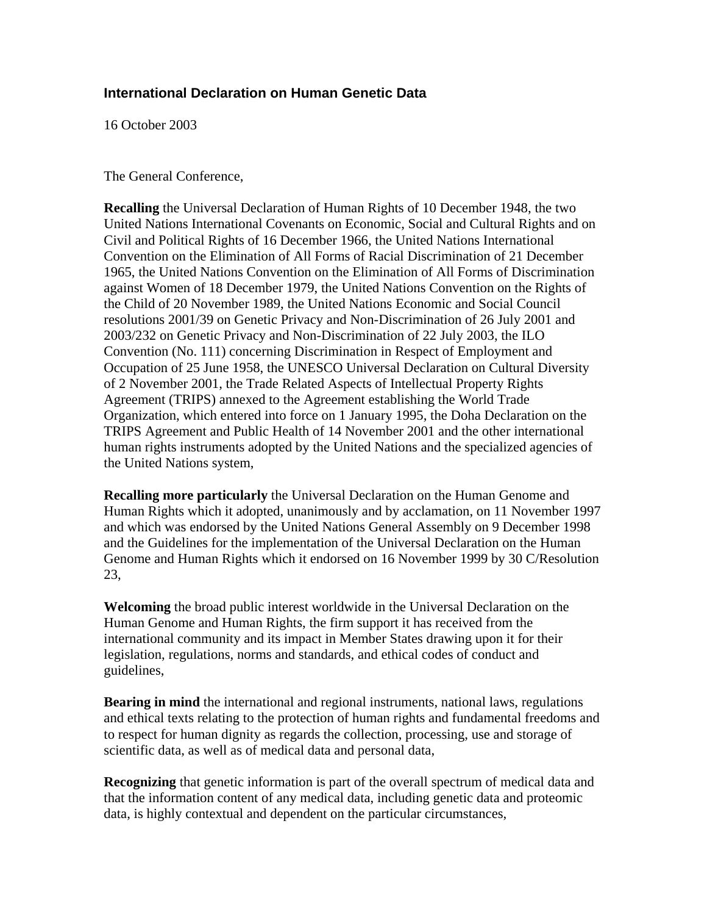# International Declaration on Human Genetic Data

16 October 2003

The General Conference,

**Recalling** the Universal Declaration of Human Rights of 10 December 1948, the two United Nations International Covenants on Economic, Social and Cultural Rights and on Civil and Political Rights of 16 December 1966, the United Nations International Convention on the Elimination of All Forms of Racial Discrimination of 21 December 1965, the United Nations Convention on the Elimination of All Forms of Discrimination against Women of 18 December 1979, the United Nations Convention on the Rights of the Child of 20 November 1989, the United Nations Economic and Social Council resolutions 2001/39 on Genetic Privacy and Non-Discrimination of 26 July 2001 and 2003/232 on Genetic Privacy and Non-Discrimination of 22 July 2003, the ILO Convention (No. 111) concerning Discrimination in Respect of Employment and Occupation of 25 June 1958, the UNESCO Universal Declaration on Cultural Diversity of 2 November 2001, the Trade Related Aspects of Intellectual Property Rights Agreement (TRIPS) annexed to the Agreement establishing the World Trade Organization, which entered into force on 1 January 1995, the Doha Declaration on the TRIPS Agreement and Public Health of 14 November 2001 and the other international human rights instruments adopted by the United Nations and the specialized agencies of the United Nations system,

**Recalling more particularly** the Universal Declaration on the Human Genome and Human Rights which it adopted, unanimously and by acclamation, on 11 November 1997 and which was endorsed by the United Nations General Assembly on 9 December 1998 and the Guidelines for the implementation of the Universal Declaration on the Human Genome and Human Rights which it endorsed on 16 November 1999 by 30 C/Resolution 23,

**Welcoming** the broad public interest worldwide in the Universal Declaration on the Human Genome and Human Rights, the firm support it has received from the international community and its impact in Member States drawing upon it for their legislation, regulations, norms and standards, and ethical codes of conduct and guidelines,

**Bearing in mind** the international and regional instruments, national laws, regulations and ethical texts relating to the protection of human rights and fundamental freedoms and to respect for human dignity as regards the collection, processing, use and storage of scientific data, as well as of medical data and personal data,

**Recognizing** that genetic information is part of the overall spectrum of medical data and that the information content of any medical data, including genetic data and proteomic data, is highly contextual and dependent on the particular circumstances,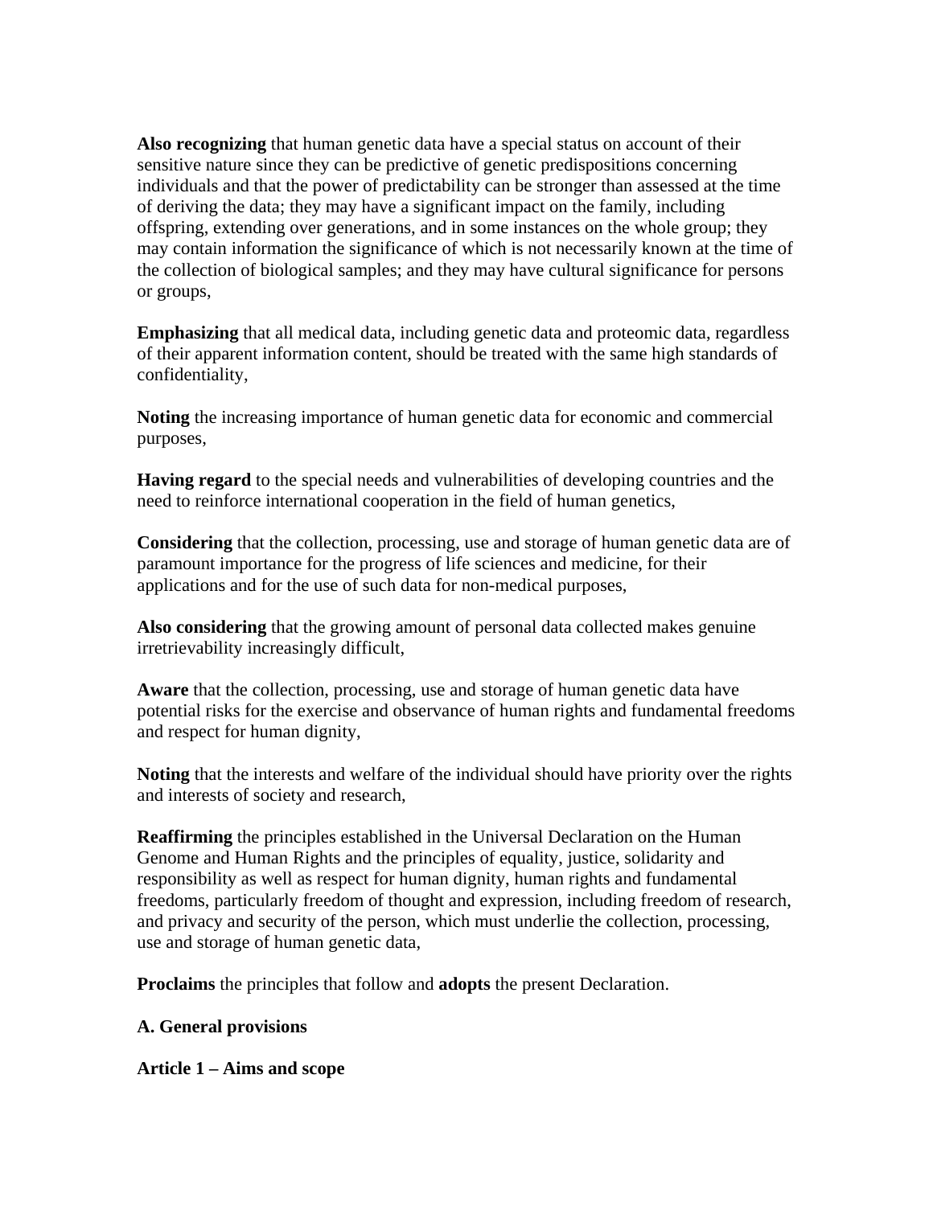**Also recognizing** that human genetic data have a special status on account of their sensitive nature since they can be predictive of genetic predispositions concerning individuals and that the power of predictability can be stronger than assessed at the time of deriving the data; they may have a significant impact on the family, including offspring, extending over generations, and in some instances on the whole group; they may contain information the significance of which is not necessarily known at the time of the collection of biological samples; and they may have cultural significance for persons or groups,

**Emphasizing** that all medical data, including genetic data and proteomic data, regardless of their apparent information content, should be treated with the same high standards of confidentiality,

**Noting** the increasing importance of human genetic data for economic and commercial purposes,

**Having regard** to the special needs and vulnerabilities of developing countries and the need to reinforce international cooperation in the field of human genetics,

**Considering** that the collection, processing, use and storage of human genetic data are of paramount importance for the progress of life sciences and medicine, for their applications and for the use of such data for non-medical purposes,

**Also considering** that the growing amount of personal data collected makes genuine irretrievability increasingly difficult,

**Aware** that the collection, processing, use and storage of human genetic data have potential risks for the exercise and observance of human rights and fundamental freedoms and respect for human dignity,

**Noting** that the interests and welfare of the individual should have priority over the rights and interests of society and research,

**Reaffirming** the principles established in the Universal Declaration on the Human Genome and Human Rights and the principles of equality, justice, solidarity and responsibility as well as respect for human dignity, human rights and fundamental freedoms, particularly freedom of thought and expression, including freedom of research, and privacy and security of the person, which must underlie the collection, processing, use and storage of human genetic data,

**Proclaims** the principles that follow and **adopts** the present Declaration.

## A. General provisions

### Article 1 – Aims and scope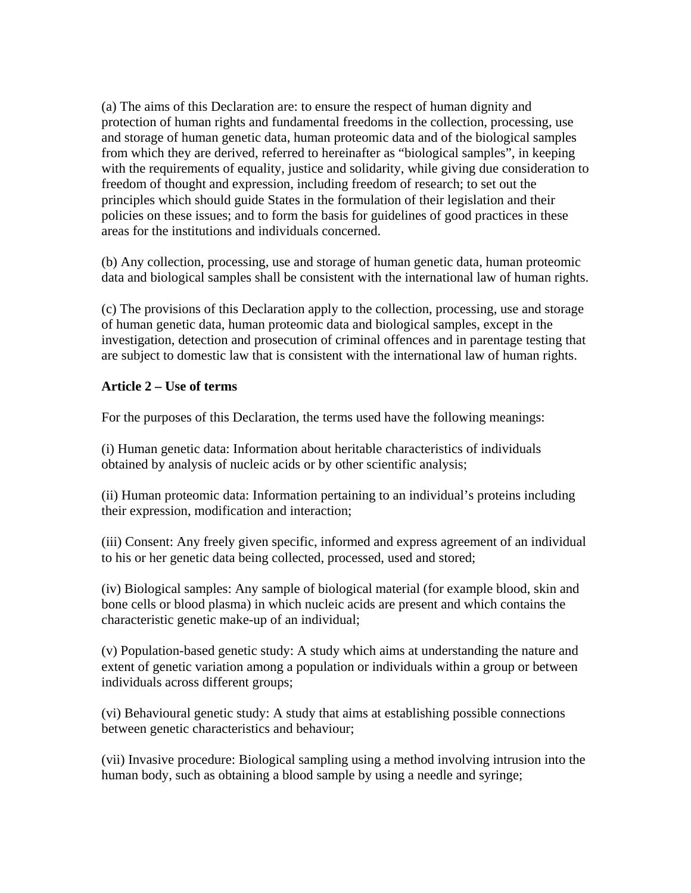(a) The aims of this Declaration are: to ensure the respect of human dignity and protection of human rights and fundamental freedoms in the collection, processing, use and storage of human genetic data, human proteomic data and of the biological samples from which they are derived, referred to hereinafter as "biological samples", in keeping with the requirements of equality, justice and solidarity, while giving due consideration to freedom of thought and expression, including freedom of research; to set out the principles which should guide States in the formulation of their legislation and their policies on these issues; and to form the basis for guidelines of good practices in these areas for the institutions and individuals concerned.

(b) Any collection, processing, use and storage of human genetic data, human proteomic data and biological samples shall be consistent with the international law of human rights.

(c) The provisions of this Declaration apply to the collection, processing, use and storage of human genetic data, human proteomic data and biological samples, except in the investigation, detection and prosecution of criminal offences and in parentage testing that are subject to domestic law that is consistent with the international law of human rights.

**Article 2 – Use of terms**

For the purposes of this Declaration, the terms used have the following meanings:

(i) Human genetic data: Information about heritable characteristics of individuals obtained by analysis of nucleic acids or by other scientific analysis;

(ii) Human proteomic data: Information pertaining to an individual's proteins including their expression, modification and interaction;

(iii) Consent: Any freely given specific, informed and express agreement of an individual to his or her genetic data being collected, processed, used and stored;

(iv) Biological samples: Any sample of biological material (for example blood, skin and bone cells or blood plasma) in which nucleic acids are present and which contains the characteristic genetic make-up of an individual;

(v) Population-based genetic study: A study which aims at understanding the nature and extent of genetic variation among a population or individuals within a group or between individuals across different groups;

(vi) Behavioural genetic study: A study that aims at establishing possible connections between genetic characteristics and behaviour;

(vii) Invasive procedure: Biological sampling using a method involving intrusion into the human body, such as obtaining a blood sample by using a needle and syringe;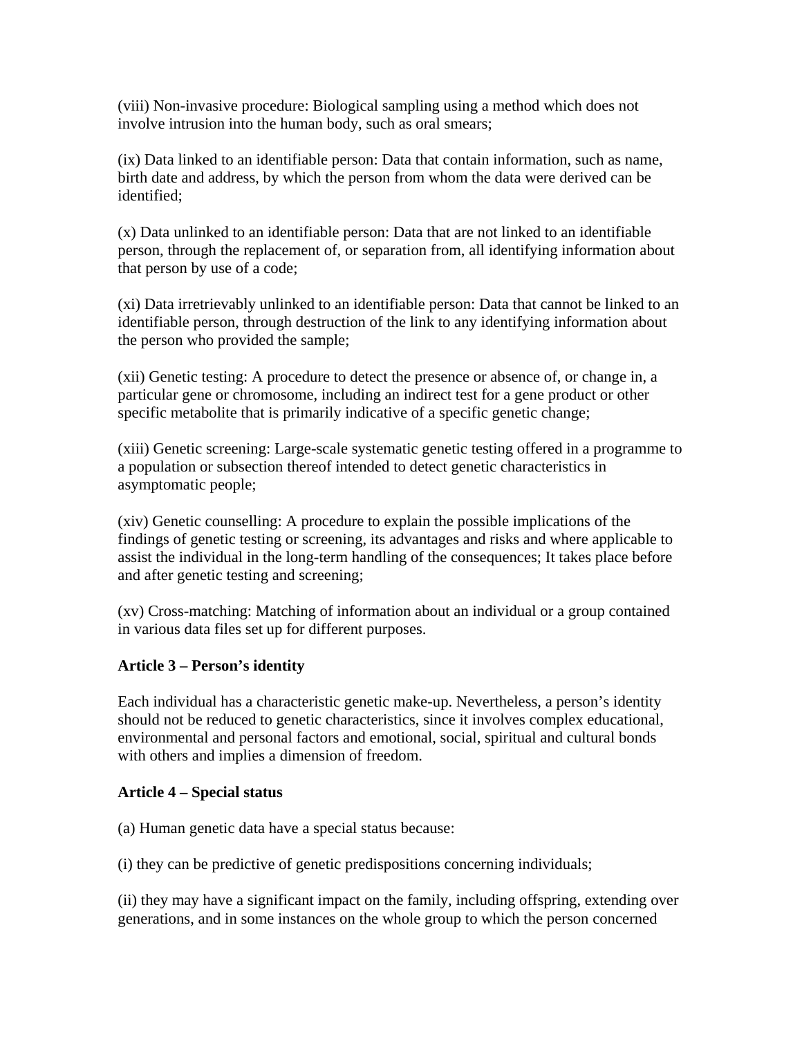(viii) Non-invasive procedure: Biological sampling using a method which does not involve intrusion into the human body, such as oral smears;

(ix) Data linked to an identifiable person: Data that contain information, such as name, birth date and address, by which the person from whom the data were derived can be identified;

(x) Data unlinked to an identifiable person: Data that are not linked to an identifiable person, through the replacement of, or separation from, all identifying information about that person by use of a code;

(xi) Data irretrievably unlinked to an identifiable person: Data that cannot be linked to an identifiable person, through destruction of the link to any identifying information about the person who provided the sample;

(xii) Genetic testing: A procedure to detect the presence or absence of, or change in, a particular gene or chromosome, including an indirect test for a gene product or other specific metabolite that is primarily indicative of a specific genetic change;

(xiii) Genetic screening: Large-scale systematic genetic testing offered in a programme to a population or subsection thereof intended to detect genetic characteristics in asymptomatic people;

(xiv) Genetic counselling: A procedure to explain the possible implications of the findings of genetic testing or screening, its advantages and risks and where applicable to assist the individual in the long-term handling of the consequences; It takes place before and after genetic testing and screening;

(xv) Cross-matching: Matching of information about an individual or a group contained in various data files set up for different purposes.

**Article 3 – Person's identity**

Each individual has a characteristic genetic make-up. Nevertheless, a person's identity should not be reduced to genetic characteristics, since it involves complex educational, environmental and personal factors and emotional, social, spiritual and cultural bonds with others and implies a dimension of freedom.

**Article 4 – Special status**

(a) Human genetic data have a special status because:

(i) they can be predictive of genetic predispositions concerning individuals;

(ii) they may have a significant impact on the family, including offspring, extending over generations, and in some instances on the whole group to which the person concerned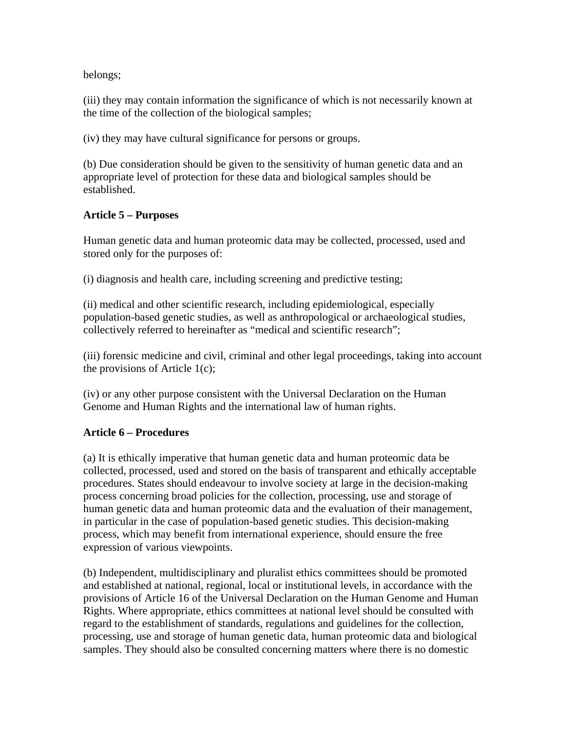belongs;

(iii) they may contain information the significance of which is not necessarily known at the time of the collection of the biological samples;

(iv) they may have cultural significance for persons or groups.

(b) Due consideration should be given to the sensitivity of human genetic data and an appropriate level of protection for these data and biological samples should be established.

**Article 5 – Purposes**

Human genetic data and human proteomic data may be collected, processed, used and stored only for the purposes of:

(i) diagnosis and health care, including screening and predictive testing;

(ii) medical and other scientific research, including epidemiological, especially population-based genetic studies, as well as anthropological or archaeological studies, collectively referred to hereinafter as "medical and scientific research";

(iii) forensic medicine and civil, criminal and other legal proceedings, taking into account the provisions of Article 1(c);

(iv) or any other purpose consistent with the Universal Declaration on the Human Genome and Human Rights and the international law of human rights.

**Article 6 – Procedures**

(a) It is ethically imperative that human genetic data and human proteomic data be collected, processed, used and stored on the basis of transparent and ethically acceptable procedures. States should endeavour to involve society at large in the decision-making process concerning broad policies for the collection, processing, use and storage of human genetic data and human proteomic data and the evaluation of their management, in particular in the case of population-based genetic studies. This decision-making process, which may benefit from international experience, should ensure the free expression of various viewpoints.

(b) Independent, multidisciplinary and pluralist ethics committees should be promoted and established at national, regional, local or institutional levels, in accordance with the provisions of Article 16 of the Universal Declaration on the Human Genome and Human Rights. Where appropriate, ethics committees at national level should be consulted with regard to the establishment of standards, regulations and guidelines for the collection, processing, use and storage of human genetic data, human proteomic data and biological samples. They should also be consulted concerning matters where there is no domestic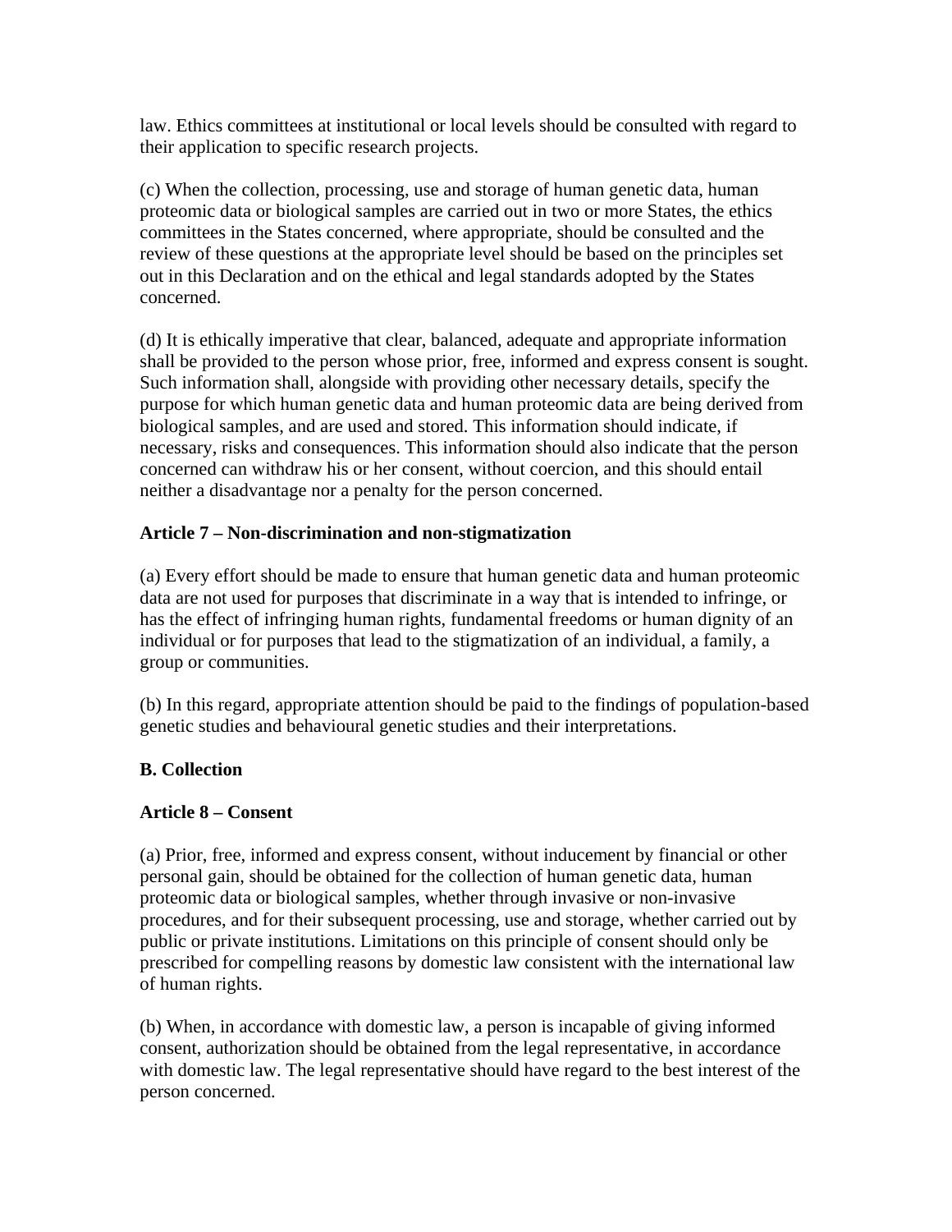law. Ethics committees at institutional or local levels should be consulted with regard to their application to specific research projects.

(c) When the collection, processing, use and storage of human genetic data, human proteomic data or biological samples are carried out in two or more States, the ethics committees in the States concerned, where appropriate, should be consulted and the review of these questions at the appropriate level should be based on the principles set out in this Declaration and on the ethical and legal standards adopted by the States concerned.

(d) It is ethically imperative that clear, balanced, adequate and appropriate information shall be provided to the person whose prior, free, informed and express consent is sought. Such information shall, alongside with providing other necessary details, specify the purpose for which human genetic data and human proteomic data are being derived from biological samples, and are used and stored. This information should indicate, if necessary, risks and consequences. This information should also indicate that the person concerned can withdraw his or her consent, without coercion, and this should entail neither a disadvantage nor a penalty for the person concerned.

**Article 7 – Non-discrimination and non-stigmatization**

(a) Every effort should be made to ensure that human genetic data and human proteomic data are not used for purposes that discriminate in a way that is intended to infringe, or has the effect of infringing human rights, fundamental freedoms or human dignity of an individual or for purposes that lead to the stigmatization of an individual, a family, a group or communities.

(b) In this regard, appropriate attention should be paid to the findings of population-based genetic studies and behavioural genetic studies and their interpretations.

**B. Collection**

**Article 8 – Consent**

(a) Prior, free, informed and express consent, without inducement by financial or other personal gain, should be obtained for the collection of human genetic data, human proteomic data or biological samples, whether through invasive or non-invasive procedures, and for their subsequent processing, use and storage, whether carried out by public or private institutions. Limitations on this principle of consent should only be prescribed for compelling reasons by domestic law consistent with the international law of human rights.

(b) When, in accordance with domestic law, a person is incapable of giving informed consent, authorization should be obtained from the legal representative, in accordance with domestic law. The legal representative should have regard to the best interest of the person concerned.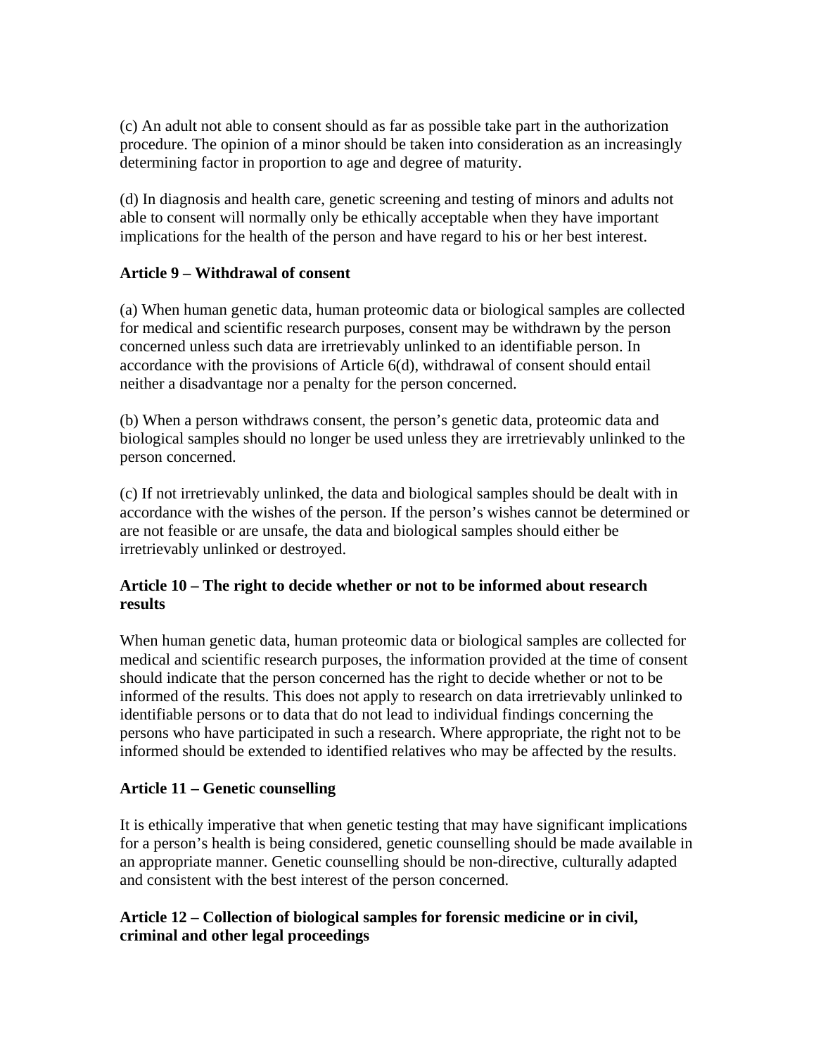(c) An adult not able to consent should as far as possible take part in the authorization procedure. The opinion of a minor should be taken into consideration as an increasingly determining factor in proportion to age and degree of maturity.

(d) In diagnosis and health care, genetic screening and testing of minors and adults not able to consent will normally only be ethically acceptable when they have important implications for the health of the person and have regard to his or her best interest.

**Article 9 – Withdrawal of consent**

(a) When human genetic data, human proteomic data or biological samples are collected for medical and scientific research purposes, consent may be withdrawn by the person concerned unless such data are irretrievably unlinked to an identifiable person. In accordance with the provisions of Article 6(d), withdrawal of consent should entail neither a disadvantage nor a penalty for the person concerned.

(b) When a person withdraws consent, the person's genetic data, proteomic data and biological samples should no longer be used unless they are irretrievably unlinked to the person concerned.

(c) If not irretrievably unlinked, the data and biological samples should be dealt with in accordance with the wishes of the person. If the person's wishes cannot be determined or are not feasible or are unsafe, the data and biological samples should either be irretrievably unlinked or destroyed.

**Article 10 – The right to decide whether or not to be informed about research results**

When human genetic data, human proteomic data or biological samples are collected for medical and scientific research purposes, the information provided at the time of consent should indicate that the person concerned has the right to decide whether or not to be informed of the results. This does not apply to research on data irretrievably unlinked to identifiable persons or to data that do not lead to individual findings concerning the persons who have participated in such a research. Where appropriate, the right not to be informed should be extended to identified relatives who may be affected by the results.

**Article 11 – Genetic counselling**

It is ethically imperative that when genetic testing that may have significant implications for a person's health is being considered, genetic counselling should be made available in an appropriate manner. Genetic counselling should be non-directive, culturally adapted and consistent with the best interest of the person concerned.

**Article 12 – Collection of biological samples for forensic medicine or in civil, criminal and other legal proceedings**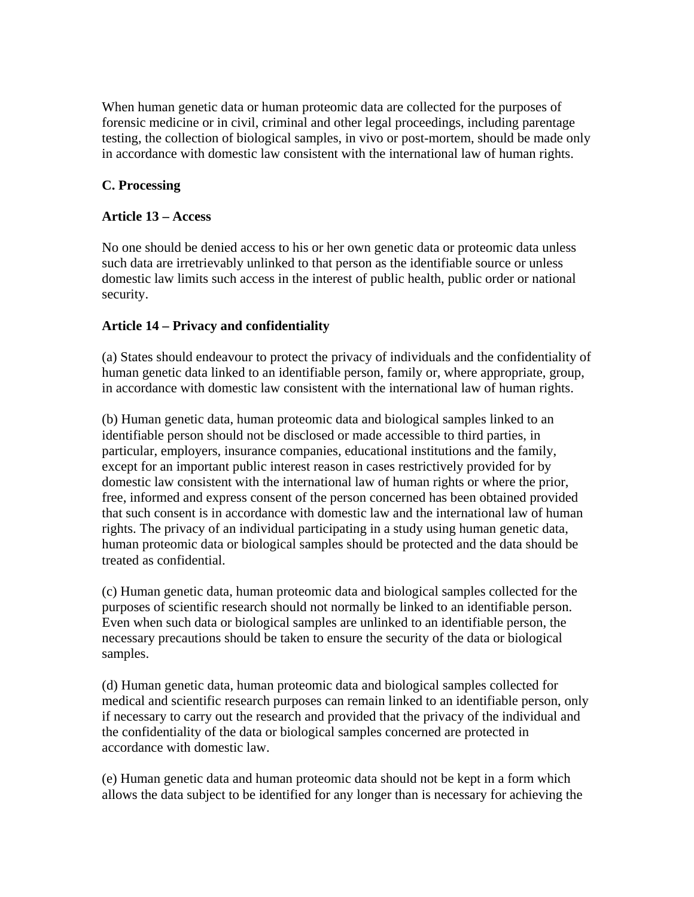When human genetic data or human proteomic data are collected for the purposes of forensic medicine or in civil, criminal and other legal proceedings, including parentage testing, the collection of biological samples, in vivo or post-mortem, should be made only in accordance with domestic law consistent with the international law of human rights.

### C. Processing

#### Article 13 – Access

No one should be denied access to his or her own genetic data or proteomic data unless such data are irretrievably unlinked to that person as the identifiable source or unless domestic law limits such access in the interest of public health, public order or national security.

#### Article 14 – Privacy and confidentiality

(a) States should endeavour to protect the privacy of individuals and the confidentiality of human genetic data linked to an identifiable person, family or, where appropriate, group, in accordance with domestic law consistent with the international law of human rights.

(b) Human genetic data, human proteomic data and biological samples linked to an identifiable person should not be disclosed or made accessible to third parties, in particular, employers, insurance companies, educational institutions and the family, except for an important public interest reason in cases restrictively provided for by domestic law consistent with the international law of human rights or where the prior, free, informed and express consent of the person concerned has been obtained provided that such consent is in accordance with domestic law and the international law of human rights. The privacy of an individual participating in a study using human genetic data, human proteomic data or biological samples should be protected and the data should be treated as confidential.

(c) Human genetic data, human proteomic data and biological samples collected for the purposes of scientific research should not normally be linked to an identifiable person. Even when such data or biological samples are unlinked to an identifiable person, the necessary precautions should be taken to ensure the security of the data or biological samples.

(d) Human genetic data, human proteomic data and biological samples collected for medical and scientific research purposes can remain linked to an identifiable person, only if necessary to carry out the research and provided that the privacy of the individual and the confidentiality of the data or biological samples concerned are protected in accordance with domestic law.

(e) Human genetic data and human proteomic data should not be kept in a form which allows the data subject to be identified for any longer than is necessary for achieving the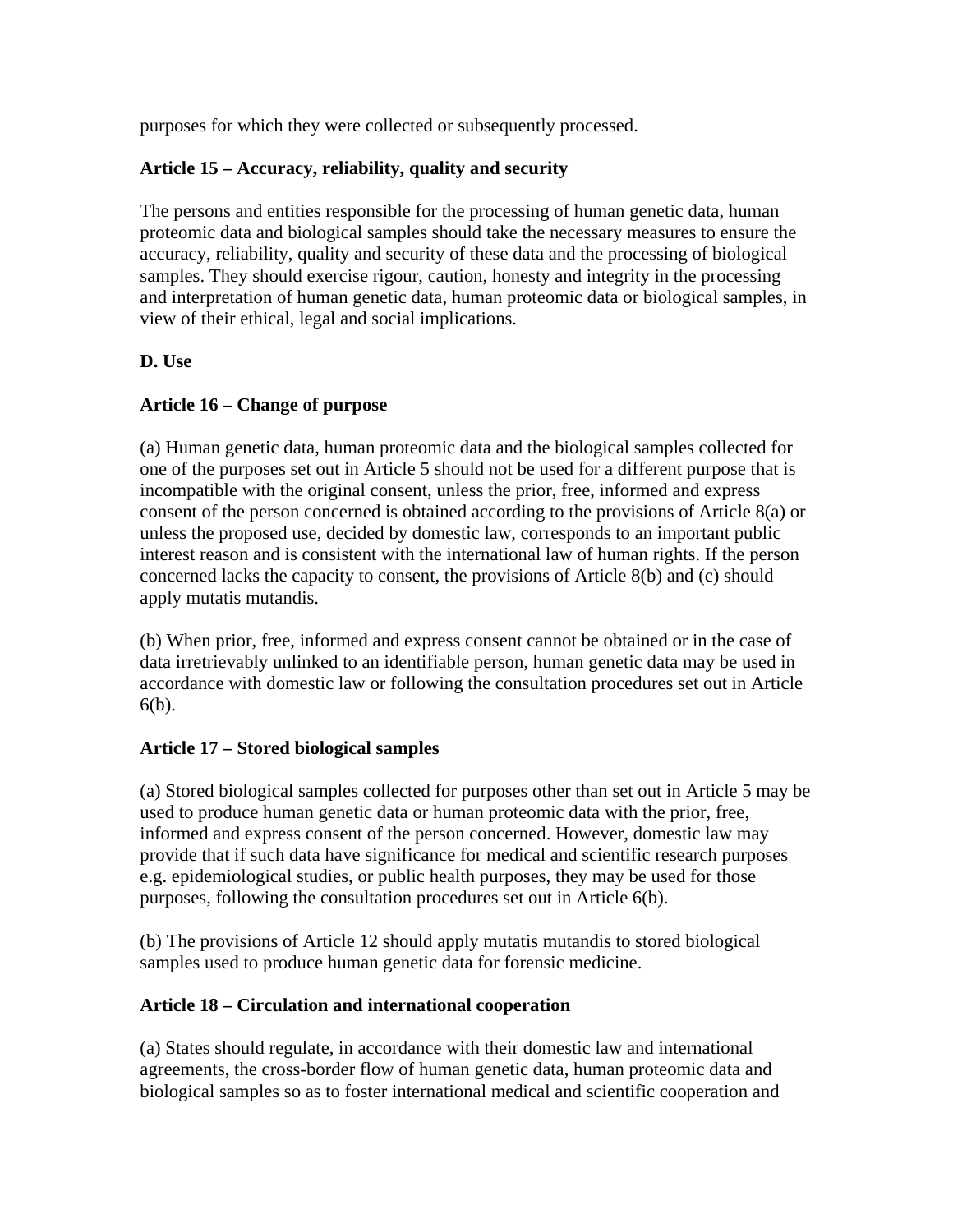purposes for which they were collected or subsequently processed.

**Article 15 – Accuracy, reliability, quality and security**

The persons and entities responsible for the processing of human genetic data, human proteomic data and biological samples should take the necessary measures to ensure the accuracy, reliability, quality and security of these data and the processing of biological samples. They should exercise rigour, caution, honesty and integrity in the processing and interpretation of human genetic data, human proteomic data or biological samples, in view of their ethical, legal and social implications.

**D. Use**

**Article 16 – Change of purpose**

(a) Human genetic data, human proteomic data and the biological samples collected for one of the purposes set out in Article 5 should not be used for a different purpose that is incompatible with the original consent, unless the prior, free, informed and express consent of the person concerned is obtained according to the provisions of Article 8(a) or unless the proposed use, decided by domestic law, corresponds to an important public interest reason and is consistent with the international law of human rights. If the person concerned lacks the capacity to consent, the provisions of Article 8(b) and (c) should apply mutatis mutandis.

(b) When prior, free, informed and express consent cannot be obtained or in the case of data irretrievably unlinked to an identifiable person, human genetic data may be used in accordance with domestic law or following the consultation procedures set out in Article 6(b).

**Article 17 – Stored biological samples**

(a) Stored biological samples collected for purposes other than set out in Article 5 may be used to produce human genetic data or human proteomic data with the prior, free, informed and express consent of the person concerned. However, domestic law may provide that if such data have significance for medical and scientific research purposes e.g. epidemiological studies, or public health purposes, they may be used for those purposes, following the consultation procedures set out in Article 6(b).

(b) The provisions of Article 12 should apply mutatis mutandis to stored biological samples used to produce human genetic data for forensic medicine.

**Article 18 – Circulation and international cooperation**

(a) States should regulate, in accordance with their domestic law and international agreements, the cross-border flow of human genetic data, human proteomic data and biological samples so as to foster international medical and scientific cooperation and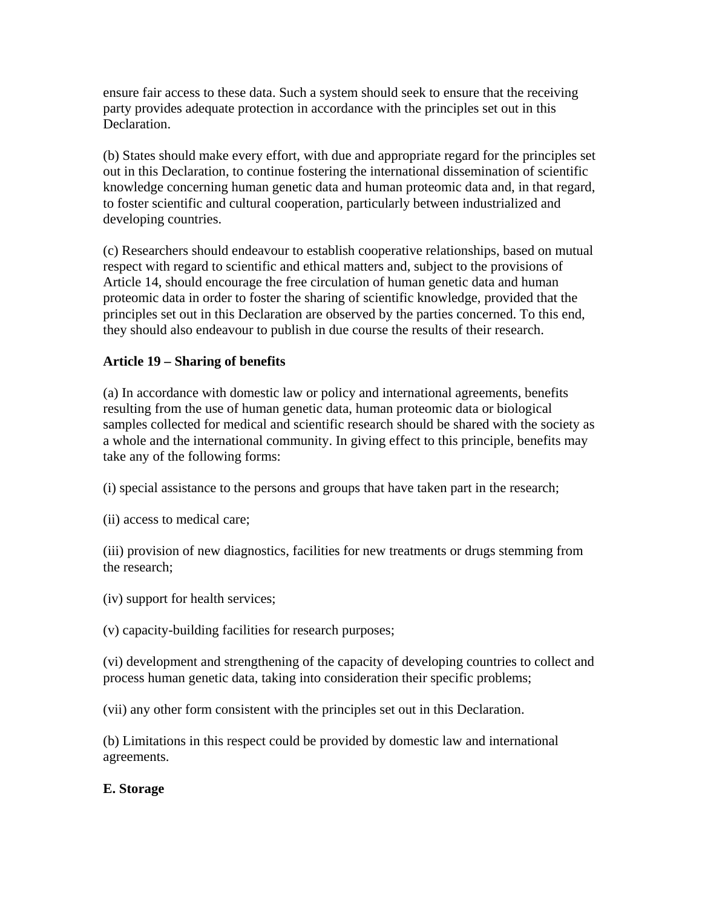ensure fair access to these data. Such a system should seek to ensure that the receiving party provides adequate protection in accordance with the principles set out in this Declaration.

(b) States should make every effort, with due and appropriate regard for the principles set out in this Declaration, to continue fostering the international dissemination of scientific knowledge concerning human genetic data and human proteomic data and, in that regard, to foster scientific and cultural cooperation, particularly between industrialized and developing countries.

(c) Researchers should endeavour to establish cooperative relationships, based on mutual respect with regard to scientific and ethical matters and, subject to the provisions of Article 14, should encourage the free circulation of human genetic data and human proteomic data in order to foster the sharing of scientific knowledge, provided that the principles set out in this Declaration are observed by the parties concerned. To this end, they should also endeavour to publish in due course the results of their research.

**Article 19 – Sharing of benefits**

(a) In accordance with domestic law or policy and international agreements, benefits resulting from the use of human genetic data, human proteomic data or biological samples collected for medical and scientific research should be shared with the society as a whole and the international community. In giving effect to this principle, benefits may take any of the following forms:

(i) special assistance to the persons and groups that have taken part in the research;

(ii) access to medical care;

(iii) provision of new diagnostics, facilities for new treatments or drugs stemming from the research;

(iv) support for health services;

(v) capacity-building facilities for research purposes;

(vi) development and strengthening of the capacity of developing countries to collect and process human genetic data, taking into consideration their specific problems;

(vii) any other form consistent with the principles set out in this Declaration.

(b) Limitations in this respect could be provided by domestic law and international agreements.

**E. Storage**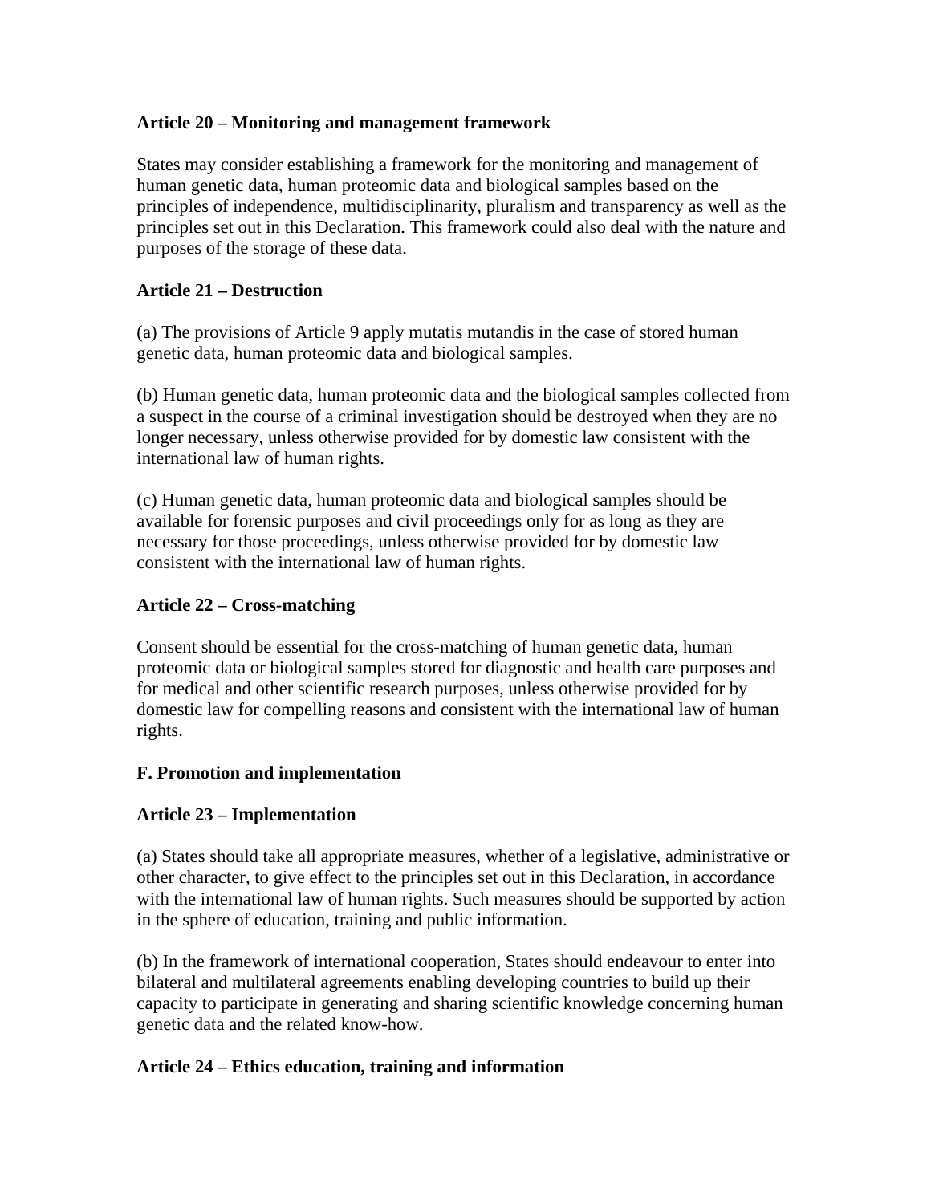### Article 20 – Monitoring and management framework

States may consider establishing a framework for the monitoring and management of human genetic data, human proteomic data and biological samples based on the principles of independence, multidisciplinarity, pluralism and transparency as well as the principles set out in this Declaration. This framework could also deal with the nature and purposes of the storage of these data.

### Article 21 – Destruction

(a) The provisions of Article 9 apply mutatis mutandis in the case of stored human genetic data, human proteomic data and biological samples.

(b) Human genetic data, human proteomic data and the biological samples collected from a suspect in the course of a criminal investigation should be destroyed when they are no longer necessary, unless otherwise provided for by domestic law consistent with the international law of human rights.

(c) Human genetic data, human proteomic data and biological samples should be available for forensic purposes and civil proceedings only for as long as they are necessary for those proceedings, unless otherwise provided for by domestic law consistent with the international law of human rights.

### Article 22 – Cross-matching

Consent should be essential for the cross-matching of human genetic data, human proteomic data or biological samples stored for diagnostic and health care purposes and for medical and other scientific research purposes, unless otherwise provided for by domestic law for compelling reasons and consistent with the international law of human rights.

## F. Promotion and implementation

### Article 23 – Implementation

(a) States should take all appropriate measures, whether of a legislative, administrative or other character, to give effect to the principles set out in this Declaration, in accordance with the international law of human rights. Such measures should be supported by action in the sphere of education, training and public information.

(b) In the framework of international cooperation, States should endeavour to enter into bilateral and multilateral agreements enabling developing countries to build up their capacity to participate in generating and sharing scientific knowledge concerning human genetic data and the related know-how.

### Article 24 – Ethics education, training and information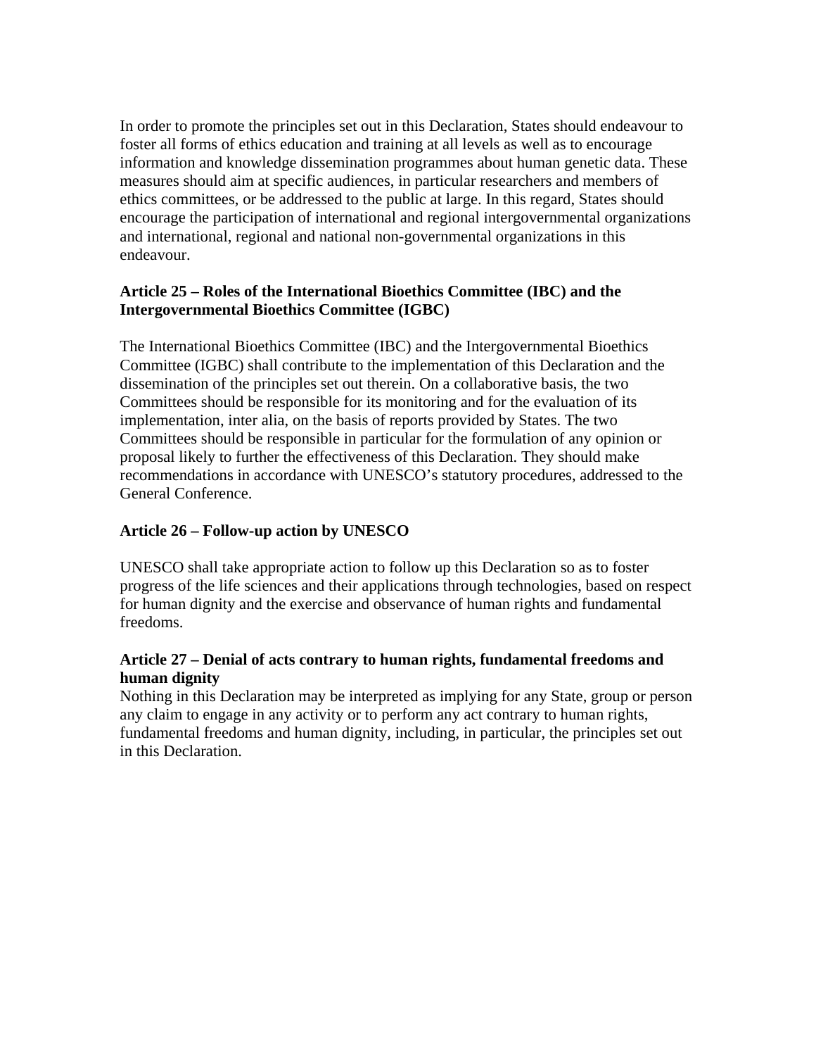In order to promote the principles set out in this Declaration, States should endeavour to foster all forms of ethics education and training at all levels as well as to encourage information and knowledge dissemination programmes about human genetic data. These measures should aim at specific audiences, in particular researchers and members of ethics committees, or be addressed to the public at large. In this regard, States should encourage the participation of international and regional intergovernmental organizations and international, regional and national non-governmental organizations in this endeavour.

**Article 25 – Roles of the International Bioethics Committee (IBC) and the Intergovernmental Bioethics Committee (IGBC)**

The International Bioethics Committee (IBC) and the Intergovernmental Bioethics Committee (IGBC) shall contribute to the implementation of this Declaration and the dissemination of the principles set out therein. On a collaborative basis, the two Committees should be responsible for its monitoring and for the evaluation of its implementation, inter alia, on the basis of reports provided by States. The two Committees should be responsible in particular for the formulation of any opinion or proposal likely to further the effectiveness of this Declaration. They should make recommendations in accordance with UNESCO's statutory procedures, addressed to the General Conference.

**Article 26 – Follow-up action by UNESCO**

UNESCO shall take appropriate action to follow up this Declaration so as to foster progress of the life sciences and their applications through technologies, based on respect for human dignity and the exercise and observance of human rights and fundamental freedoms.

**Article 27 – Denial of acts contrary to human rights, fundamental freedoms and human dignity**

Nothing in this Declaration may be interpreted as implying for any State, group or person any claim to engage in any activity or to perform any act contrary to human rights, fundamental freedoms and human dignity, including, in particular, the principles set out in this Declaration.